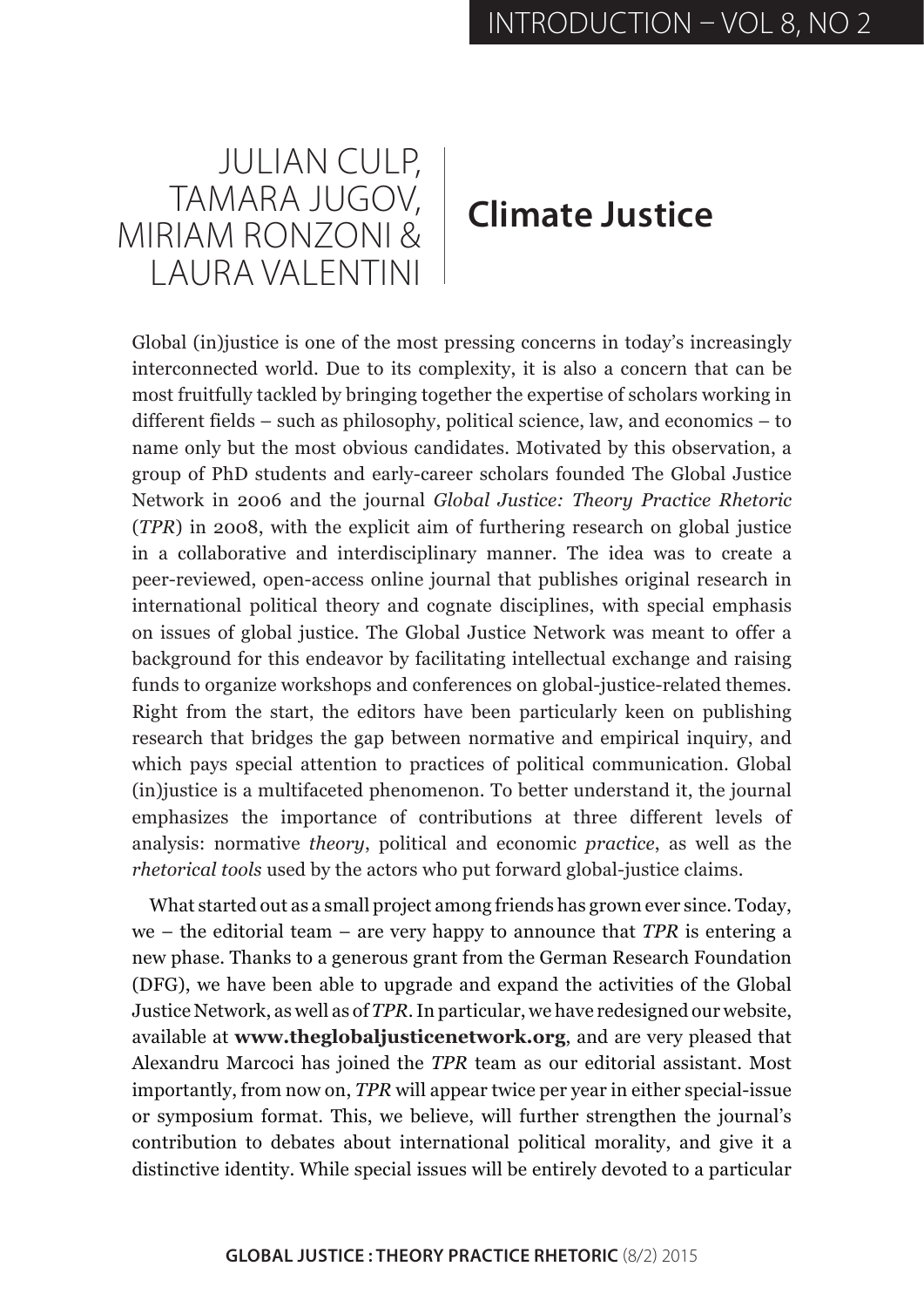# Climate Justice

JULIAN CULP, TAMARA JUGOV, MIRIAM RONZONI & LAURA VALENTINI

Global (in)justice is one of the most pressing concerns in today's increasingly interconnected world. Due to its complexity, it is also a concern that can be most fruitfully tackled by bringing together the expertise of scholars working in different fields – such as philosophy, political science, law, and economics – to name only but the most obvious candidates. Motivated by this observation, a group of PhD students and early-career scholars founded The Global Justice Network in 2006 and the journal *Global Justice: Theory Practice Rhetoric* (*TPR*) in 2008, with the explicit aim of furthering research on global justice in a collaborative and interdisciplinary manner. The idea was to create a peer-reviewed, open-access online journal that publishes original research in international political theory and cognate disciplines, with special emphasis on issues of global justice. The Global Justice Network was meant to offer a background for this endeavor by facilitating intellectual exchange and raising funds to organize workshops and conferences on global-justice-related themes. Right from the start, the editors have been particularly keen on publishing research that bridges the gap between normative and empirical inquiry, and which pays special attention to practices of political communication. Global (in)justice is a multifaceted phenomenon. To better understand it, the journal emphasizes the importance of contributions at three different levels of analysis: normative *theory*, political and economic *practice*, as well as the *rhetorical tools* used by the actors who put forward global-justice claims.

What started out as a small project among friends has grown ever since. Today, we – the editorial team – are very happy to announce that *TPR* is entering a new phase. Thanks to a generous grant from the German Research Foundation (DFG), we have been able to upgrade and expand the activities of the Global Justice Network, as well as of *TPR*. In particular, we have redesigned our website, available at **www.theglobaljusticenetwork.org**, and are very pleased that Alexandru Marcoci has joined the *TPR* team as our editorial assistant. Most importantly, from now on, *TPR* will appear twice per year in either special-issue or symposium format. This, we believe, will further strengthen the journal's contribution to debates about international political morality, and give it a distinctive identity. While special issues will be entirely devoted to a particular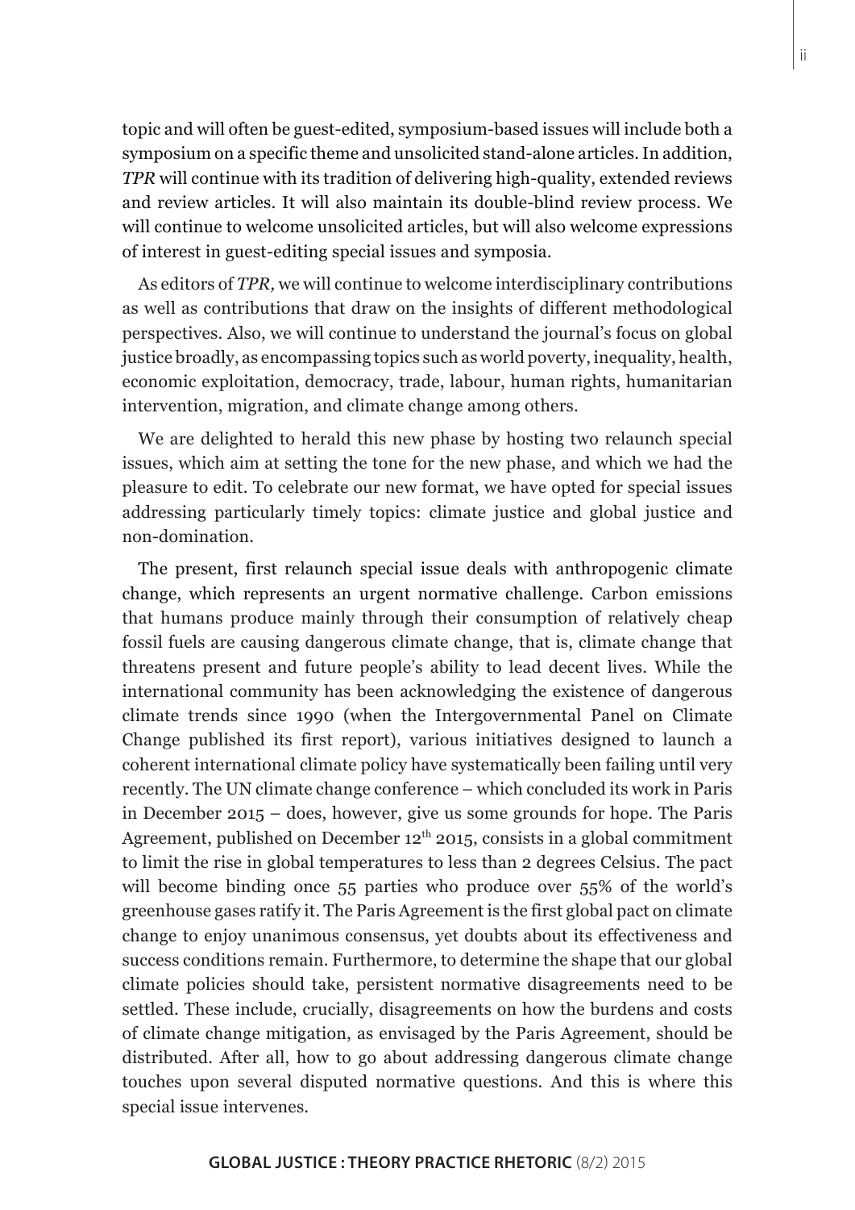topic and will often be guest-edited, symposium-based issues will include both a symposium on a specific theme and unsolicited stand-alone articles. In addition, *TPR* will continue with its tradition of delivering high-quality, extended reviews and review articles. It will also maintain its double-blind review process. We will continue to welcome unsolicited articles, but will also welcome expressions of interest in guest-editing special issues and symposia.

As editors of *TPR,* we will continue to welcome interdisciplinary contributions as well as contributions that draw on the insights of different methodological perspectives. Also, we will continue to understand the journal's focus on global justice broadly, as encompassing topics such as world poverty, inequality, health, economic exploitation, democracy, trade, labour, human rights, humanitarian intervention, migration, and climate change among others.

We are delighted to herald this new phase by hosting two relaunch special issues, which aim at setting the tone for the new phase, and which we had the pleasure to edit. To celebrate our new format, we have opted for special issues addressing particularly timely topics: climate justice and global justice and non-domination.

The present, first relaunch special issue deals with anthropogenic climate change, which represents an urgent normative challenge. Carbon emissions that humans produce mainly through their consumption of relatively cheap fossil fuels are causing dangerous climate change, that is, climate change that threatens present and future people's ability to lead decent lives. While the international community has been acknowledging the existence of dangerous climate trends since 1990 (when the Intergovernmental Panel on Climate Change published its first report), various initiatives designed to launch a coherent international climate policy have systematically been failing until very recently. The UN climate change conference – which concluded its work in Paris in December 2015 – does, however, give us some grounds for hope. The Paris Agreement, published on December 12th 2015, consists in a global commitment to limit the rise in global temperatures to less than 2 degrees Celsius. The pact will become binding once 55 parties who produce over 55% of the world's greenhouse gases ratify it. The Paris Agreement is the first global pact on climate change to enjoy unanimous consensus, yet doubts about its effectiveness and success conditions remain. Furthermore, to determine the shape that our global climate policies should take, persistent normative disagreements need to be settled. These include, crucially, disagreements on how the burdens and costs of climate change mitigation, as envisaged by the Paris Agreement, should be distributed. After all, how to go about addressing dangerous climate change touches upon several disputed normative questions. And this is where this special issue intervenes.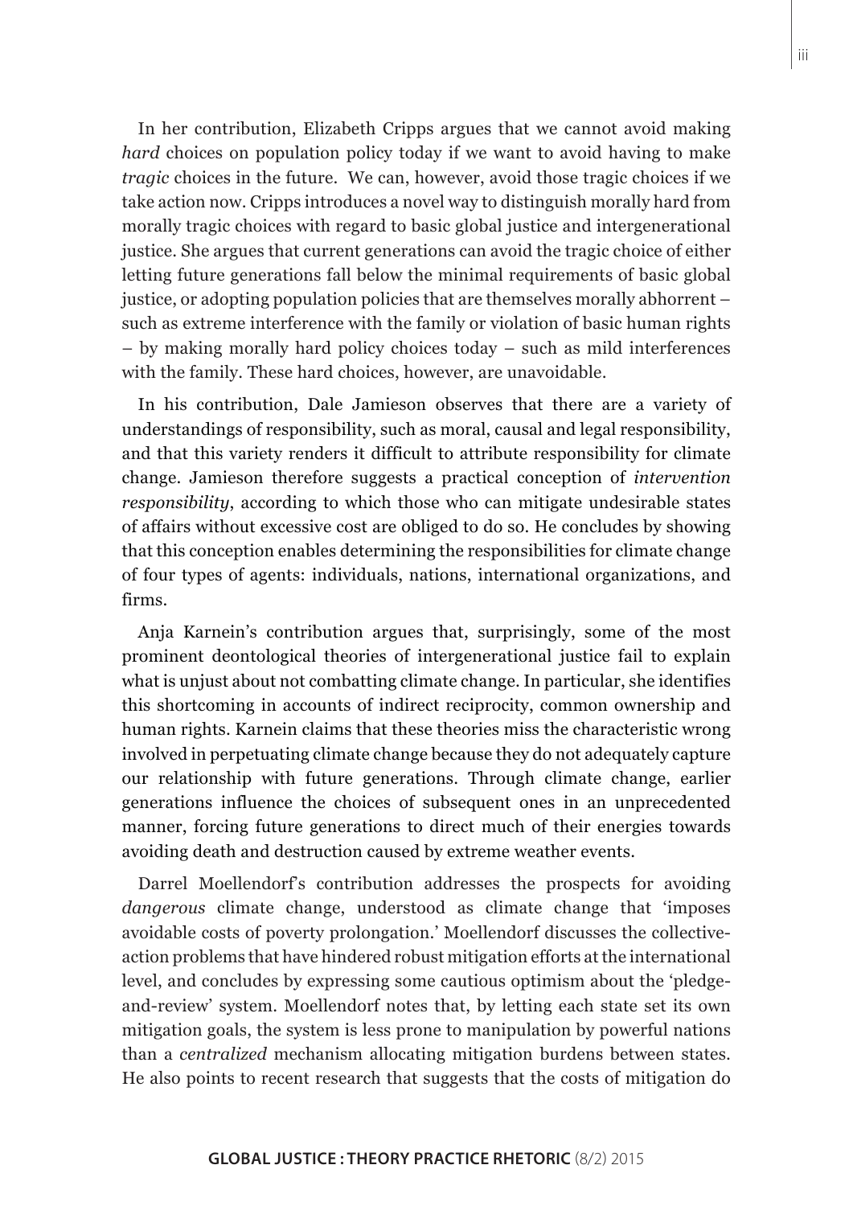In her contribution, Elizabeth Cripps argues that we cannot avoid making *hard* choices on population policy today if we want to avoid having to make *tragic* choices in the future. We can, however, avoid those tragic choices if we take action now. Cripps introduces a novel way to distinguish morally hard from morally tragic choices with regard to basic global justice and intergenerational justice. She argues that current generations can avoid the tragic choice of either letting future generations fall below the minimal requirements of basic global justice, or adopting population policies that are themselves morally abhorrent – such as extreme interference with the family or violation of basic human rights – by making morally hard policy choices today – such as mild interferences with the family. These hard choices, however, are unavoidable.

In his contribution, Dale Jamieson observes that there are a variety of understandings of responsibility, such as moral, causal and legal responsibility, and that this variety renders it difficult to attribute responsibility for climate change. Jamieson therefore suggests a practical conception of *intervention responsibility*, according to which those who can mitigate undesirable states of affairs without excessive cost are obliged to do so. He concludes by showing that this conception enables determining the responsibilities for climate change of four types of agents: individuals, nations, international organizations, and firms.

Anja Karnein's contribution argues that, surprisingly, some of the most prominent deontological theories of intergenerational justice fail to explain what is unjust about not combatting climate change. In particular, she identifies this shortcoming in accounts of indirect reciprocity, common ownership and human rights. Karnein claims that these theories miss the characteristic wrong involved in perpetuating climate change because they do not adequately capture our relationship with future generations. Through climate change, earlier generations influence the choices of subsequent ones in an unprecedented manner, forcing future generations to direct much of their energies towards avoiding death and destruction caused by extreme weather events.

Darrel Moellendorf's contribution addresses the prospects for avoiding *dangerous* climate change, understood as climate change that 'imposes avoidable costs of poverty prolongation.' Moellendorf discusses the collective-action problems that have hindered robust mitigation efforts at the international level, and concludes by expressing some cautious optimism about the 'pledge-and-review' system. Moellendorf notes that, by letting each state set its own mitigation goals, the system is less prone to manipulation by powerful nations than a *centralized* mechanism allocating mitigation burdens between states. He also points to recent research that suggests that the costs of mitigation do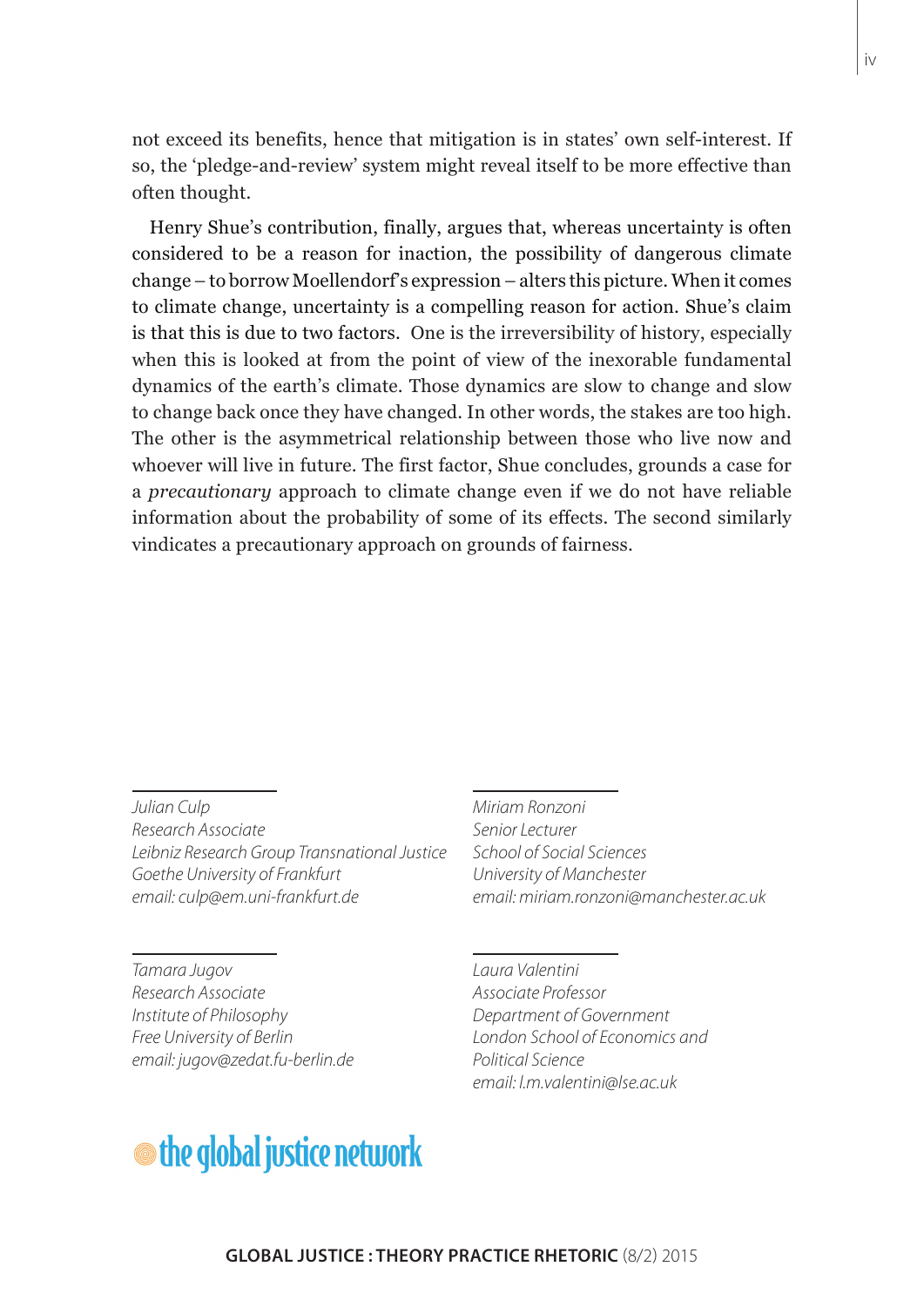not exceed its benefits, hence that mitigation is in states' own self-interest. If so, the 'pledge-and-review' system might reveal itself to be more effective than often thought.

Henry Shue's contribution, finally, argues that, whereas uncertainty is often considered to be a reason for inaction, the possibility of dangerous climate change – to borrow Moellendorf's expression – alters this picture. When it comes to climate change, uncertainty is a compelling reason for action. Shue's claim is that this is due to two factors. One is the irreversibility of history, especially when this is looked at from the point of view of the inexorable fundamental dynamics of the earth's climate. Those dynamics are slow to change and slow to change back once they have changed. In other words, the stakes are too high. The other is the asymmetrical relationship between those who live now and whoever will live in future. The first factor, Shue concludes, grounds a case for a *precautionary* approach to climate change even if we do not have reliable information about the probability of some of its effects. The second similarly vindicates a precautionary approach on grounds of fairness.

---

*Julian Culp*
*Research Associate*
*Leibniz Research Group Transnational Justice*
*Goethe University of Frankfurt*
*email: culp@em.uni-frankfurt.de*

---

*Miriam Ronzoni*
*Senior Lecturer*
*School of Social Sciences*
*University of Manchester*
*email: miriam.ronzoni@manchester.ac.uk*

---

*Tamara Jugov*
*Research Associate*
*Institute of Philosophy*
*Free University of Berlin*
*email: jugov@zedat.fu-berlin.de*

---

*Laura Valentini*
*Associate Professor*
*Department of Government*
*London School of Economics and Political Science*
*email: l.m.valentini@lse.ac.uk*

the global justice network